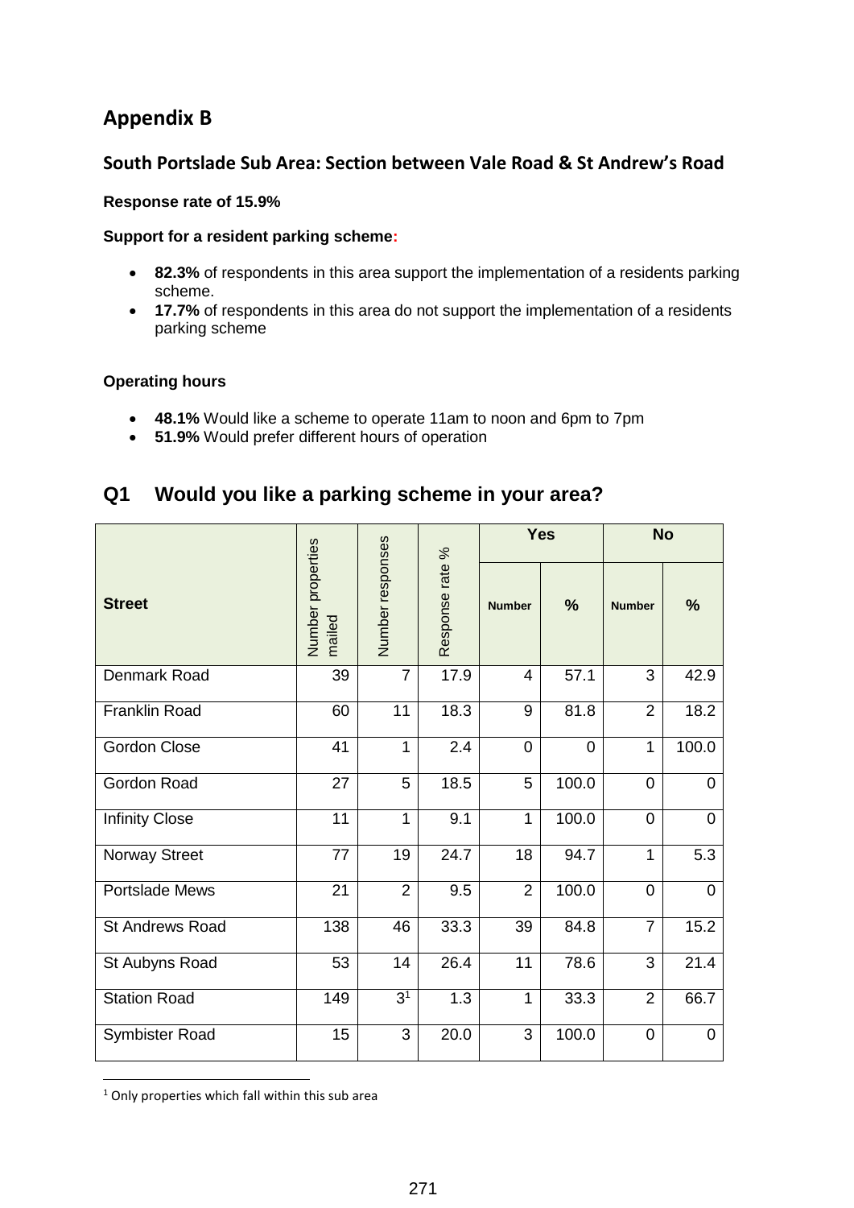# Appendix B

## South Portslade Sub Area: Section between Vale Road & St Andrew's Road

**Response rate of 15.9%**

**Support for a resident parking scheme:**

- **82.3%** of respondents in this area support the implementation of a residents parking scheme.
- **17.7%** of respondents in this area do not support the implementation of a residents parking scheme

**Operating hours**

- **48.1%** Would like a scheme to operate 11am to noon and 6pm to 7pm
- **51.9%** Would prefer different hours of operation

## Q1 Would you like a parking scheme in your area?

| Street | Number properties mailed | Number responses | Response rate % | Yes | | No | |
|---|---|---|---|---|---|---|---|
| | | | | Number | % | Number | % |
| Denmark Road | 39 | 7 | 17.9 | 4 | 57.1 | 3 | 42.9 |
| Franklin Road | 60 | 11 | 18.3 | 9 | 81.8 | 2 | 18.2 |
| Gordon Close | 41 | 1 | 2.4 | 0 | 0 | 1 | 100.0 |
| Gordon Road | 27 | 5 | 18.5 | 5 | 100.0 | 0 | 0 |
| Infinity Close | 11 | 1 | 9.1 | 1 | 100.0 | 0 | 0 |
| Norway Street | 77 | 19 | 24.7 | 18 | 94.7 | 1 | 5.3 |
| Portslade Mews | 21 | 2 | 9.5 | 2 | 100.0 | 0 | 0 |
| St Andrews Road | 138 | 46 | 33.3 | 39 | 84.8 | 7 | 15.2 |
| St Aubyns Road | 53 | 14 | 26.4 | 11 | 78.6 | 3 | 21.4 |
| Station Road | 149 | 3[1] | 1.3 | 1 | 33.3 | 2 | 66.7 |
| Symbister Road | 15 | 3 | 20.0 | 3 | 100.0 | 0 | 0 |

[1] Only properties which fall within this sub area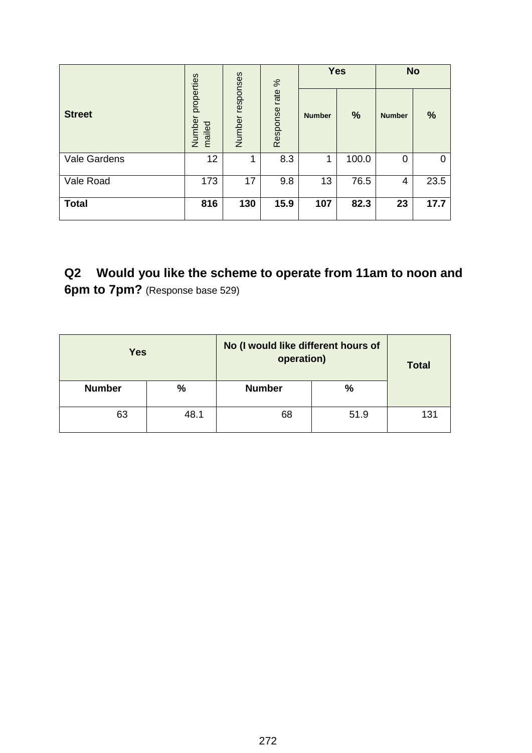| Street | Number properties mailed | Number responses | Response rate % | Yes | | No | |
|---|---|---|---|---|---|---|---|
| | | | | Number | % | Number | % |
| Vale Gardens | 12 | 1 | 8.3 | 1 | 100.0 | 0 | 0 |
| Vale Road | 173 | 17 | 9.8 | 13 | 76.5 | 4 | 23.5 |
| **Total** | **816** | **130** | **15.9** | **107** | **82.3** | **23** | **17.7** |

**Q2 Would you like the scheme to operate from 11am to noon and 6pm to 7pm?** (Response base 529)

| Yes | | No (I would like different hours of operation) | | Total |
|---|---|---|---|---|
| Number | % | Number | % | |
| 63 | 48.1 | 68 | 51.9 | 131 |